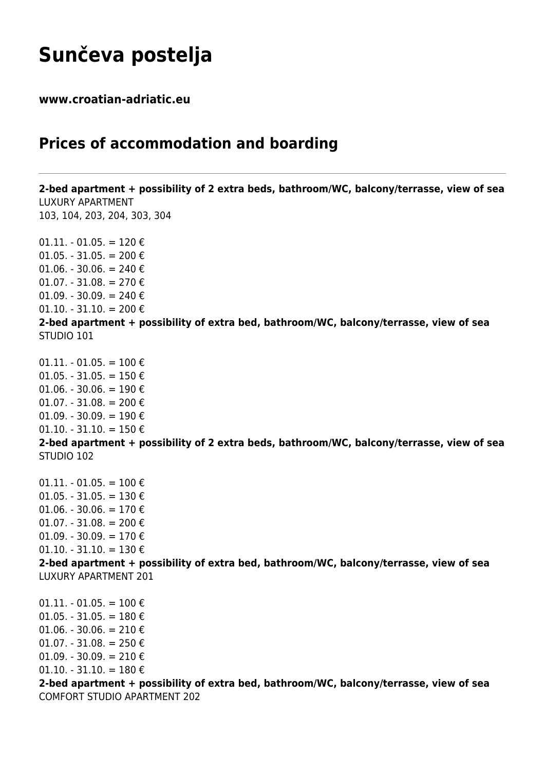# Sunčeva postelja

**www.croatian-adriatic.eu**

## Prices of accommodation and boarding

---

**2-bed apartment + possibility of 2 extra beds, bathroom/WC, balcony/terrasse, view of sea**
LUXURY APARTMENT
103, 104, 203, 204, 303, 304

01.11. - 01.05. = 120 €
01.05. - 31.05. = 200 €
01.06. - 30.06. = 240 €
01.07. - 31.08. = 270 €
01.09. - 30.09. = 240 €
01.10. - 31.10. = 200 €

**2-bed apartment + possibility of extra bed, bathroom/WC, balcony/terrasse, view of sea**
STUDIO 101

01.11. - 01.05. = 100 €
01.05. - 31.05. = 150 €
01.06. - 30.06. = 190 €
01.07. - 31.08. = 200 €
01.09. - 30.09. = 190 €
01.10. - 31.10. = 150 €

**2-bed apartment + possibility of 2 extra beds, bathroom/WC, balcony/terrasse, view of sea**
STUDIO 102

01.11. - 01.05. = 100 €
01.05. - 31.05. = 130 €
01.06. - 30.06. = 170 €
01.07. - 31.08. = 200 €
01.09. - 30.09. = 170 €
01.10. - 31.10. = 130 €

**2-bed apartment + possibility of extra bed, bathroom/WC, balcony/terrasse, view of sea**
LUXURY APARTMENT 201

01.11. - 01.05. = 100 €
01.05. - 31.05. = 180 €
01.06. - 30.06. = 210 €
01.07. - 31.08. = 250 €
01.09. - 30.09. = 210 €
01.10. - 31.10. = 180 €

**2-bed apartment + possibility of extra bed, bathroom/WC, balcony/terrasse, view of sea**
COMFORT STUDIO APARTMENT 202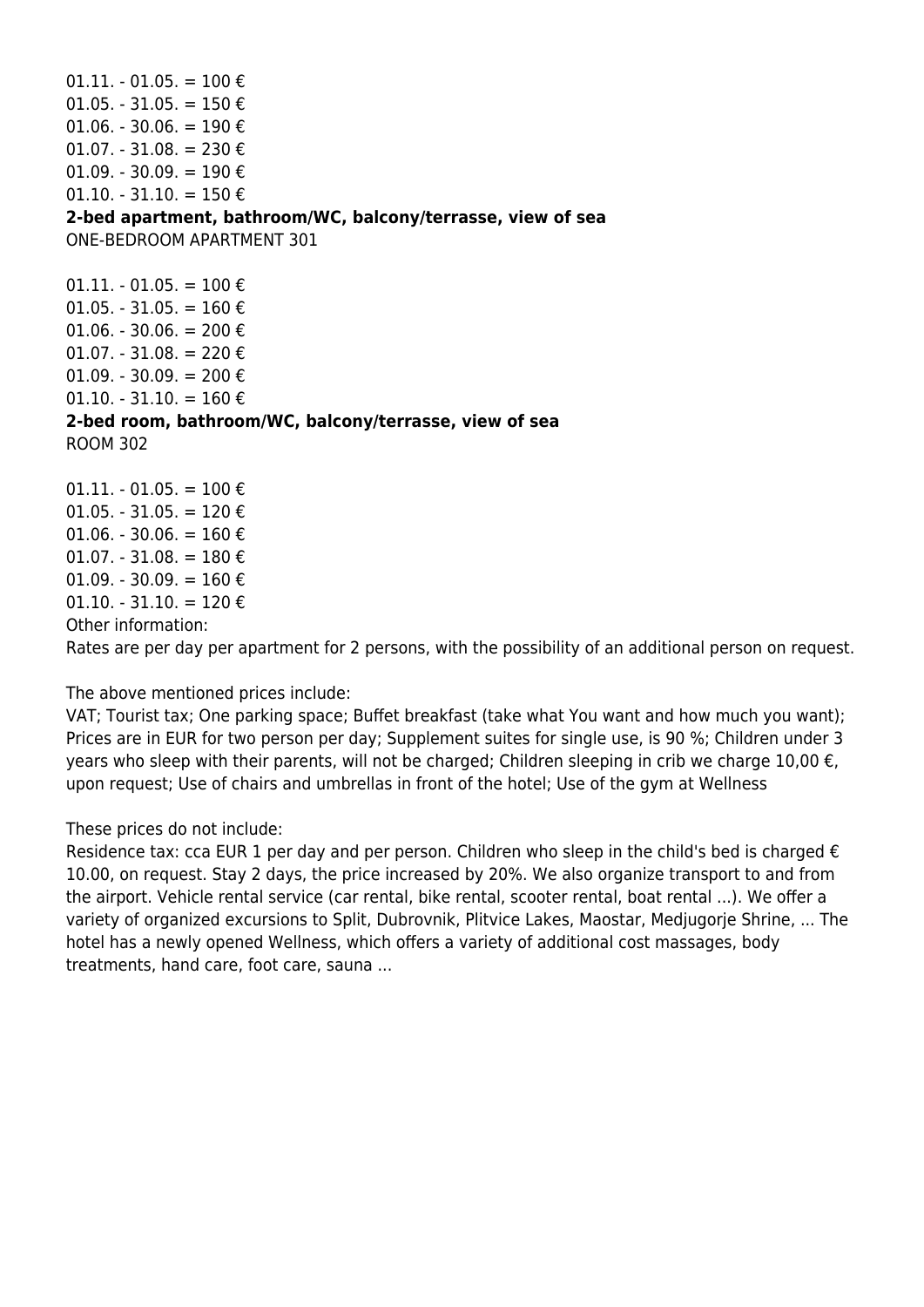01.11. - 01.05. = 100 €
01.05. - 31.05. = 150 €
01.06. - 30.06. = 190 €
01.07. - 31.08. = 230 €
01.09. - 30.09. = 190 €
01.10. - 31.10. = 150 €

**2-bed apartment, bathroom/WC, balcony/terrasse, view of sea**
ONE-BEDROOM APARTMENT 301

01.11. - 01.05. = 100 €
01.05. - 31.05. = 160 €
01.06. - 30.06. = 200 €
01.07. - 31.08. = 220 €
01.09. - 30.09. = 200 €
01.10. - 31.10. = 160 €

**2-bed room, bathroom/WC, balcony/terrasse, view of sea**
ROOM 302

01.11. - 01.05. = 100 €
01.05. - 31.05. = 120 €
01.06. - 30.06. = 160 €
01.07. - 31.08. = 180 €
01.09. - 30.09. = 160 €
01.10. - 31.10. = 120 €

Other information:
Rates are per day per apartment for 2 persons, with the possibility of an additional person on request.

The above mentioned prices include:
VAT; Tourist tax; One parking space; Buffet breakfast (take what You want and how much you want); Prices are in EUR for two person per day; Supplement suites for single use, is 90 %; Children under 3 years who sleep with their parents, will not be charged; Children sleeping in crib we charge 10,00 €, upon request; Use of chairs and umbrellas in front of the hotel; Use of the gym at Wellness

These prices do not include:
Residence tax: cca EUR 1 per day and per person. Children who sleep in the child's bed is charged € 10.00, on request. Stay 2 days, the price increased by 20%. We also organize transport to and from the airport. Vehicle rental service (car rental, bike rental, scooter rental, boat rental ...). We offer a variety of organized excursions to Split, Dubrovnik, Plitvice Lakes, Maostar, Medjugorje Shrine, ... The hotel has a newly opened Wellness, which offers a variety of additional cost massages, body treatments, hand care, foot care, sauna ...